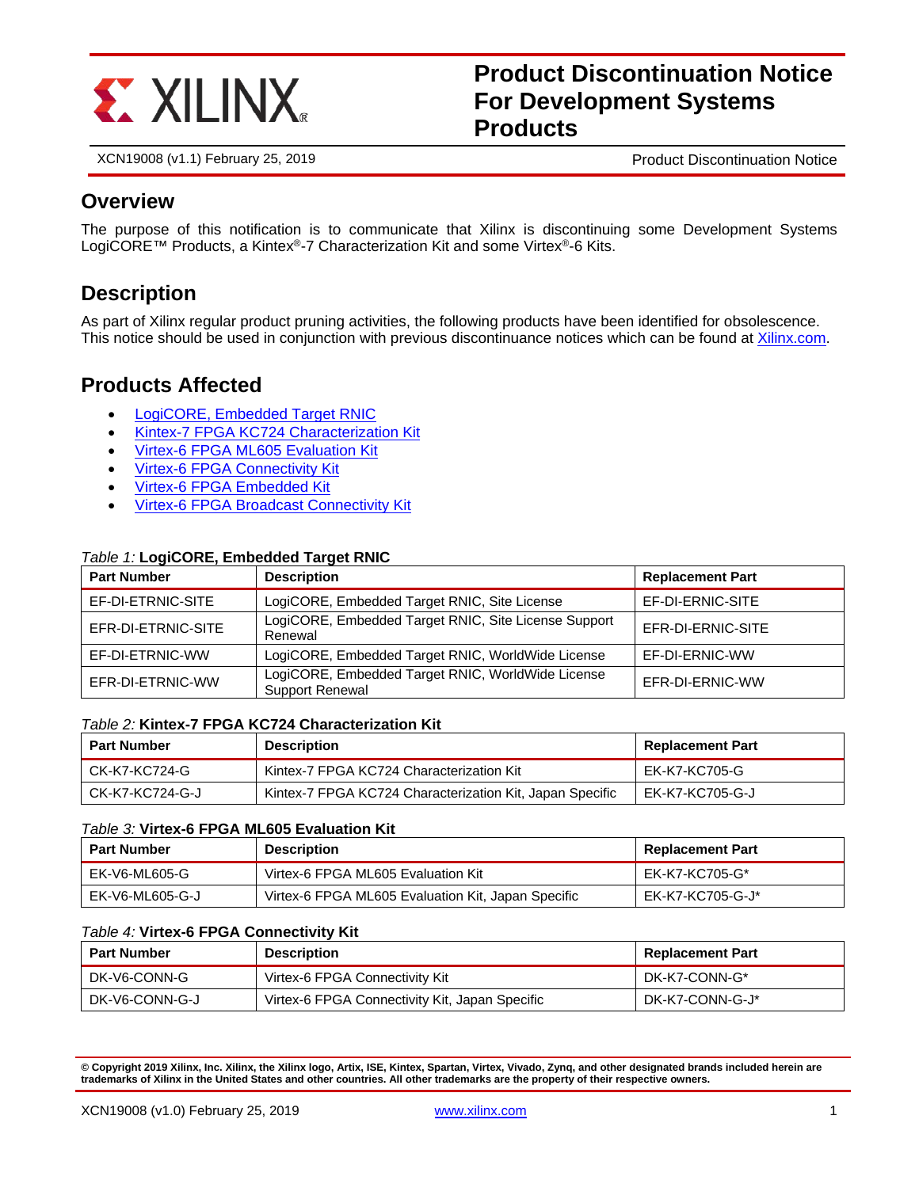# Product Discontinuation Notice For Development Systems Products

XCN19008 (v1.1) February 25, 2019 — Product Discontinuation Notice

## Overview

The purpose of this notification is to communicate that Xilinx is discontinuing some Development Systems LogiCORE™ Products, a Kintex®-7 Characterization Kit and some Virtex®-6 Kits.

## Description

As part of Xilinx regular product pruning activities, the following products have been identified for obsolescence. This notice should be used in conjunction with previous discontinuance notices which can be found at Xilinx.com.

## Products Affected

- LogiCORE, Embedded Target RNIC
- Kintex-7 FPGA KC724 Characterization Kit
- Virtex-6 FPGA ML605 Evaluation Kit
- Virtex-6 FPGA Connectivity Kit
- Virtex-6 FPGA Embedded Kit
- Virtex-6 FPGA Broadcast Connectivity Kit

*Table 1:* **LogiCORE, Embedded Target RNIC**

| Part Number | Description | Replacement Part |
|---|---|---|
| EF-DI-ETRNIC-SITE | LogiCORE, Embedded Target RNIC, Site License | EF-DI-ERNIC-SITE |
| EFR-DI-ETRNIC-SITE | LogiCORE, Embedded Target RNIC, Site License Support Renewal | EFR-DI-ERNIC-SITE |
| EF-DI-ETRNIC-WW | LogiCORE, Embedded Target RNIC, WorldWide License | EF-DI-ERNIC-WW |
| EFR-DI-ETRNIC-WW | LogiCORE, Embedded Target RNIC, WorldWide License Support Renewal | EFR-DI-ERNIC-WW |

*Table 2:* **Kintex-7 FPGA KC724 Characterization Kit**

| Part Number | Description | Replacement Part |
|---|---|---|
| CK-K7-KC724-G | Kintex-7 FPGA KC724 Characterization Kit | EK-K7-KC705-G |
| CK-K7-KC724-G-J | Kintex-7 FPGA KC724 Characterization Kit, Japan Specific | EK-K7-KC705-G-J |

*Table 3:* **Virtex-6 FPGA ML605 Evaluation Kit**

| Part Number | Description | Replacement Part |
|---|---|---|
| EK-V6-ML605-G | Virtex-6 FPGA ML605 Evaluation Kit | EK-K7-KC705-G* |
| EK-V6-ML605-G-J | Virtex-6 FPGA ML605 Evaluation Kit, Japan Specific | EK-K7-KC705-G-J* |

*Table 4:* **Virtex-6 FPGA Connectivity Kit**

| Part Number | Description | Replacement Part |
|---|---|---|
| DK-V6-CONN-G | Virtex-6 FPGA Connectivity Kit | DK-K7-CONN-G* |
| DK-V6-CONN-G-J | Virtex-6 FPGA Connectivity Kit, Japan Specific | DK-K7-CONN-G-J* |

**© Copyright 2019 Xilinx, Inc. Xilinx, the Xilinx logo, Artix, ISE, Kintex, Spartan, Virtex, Vivado, Zynq, and other designated brands included herein are trademarks of Xilinx in the United States and other countries. All other trademarks are the property of their respective owners.**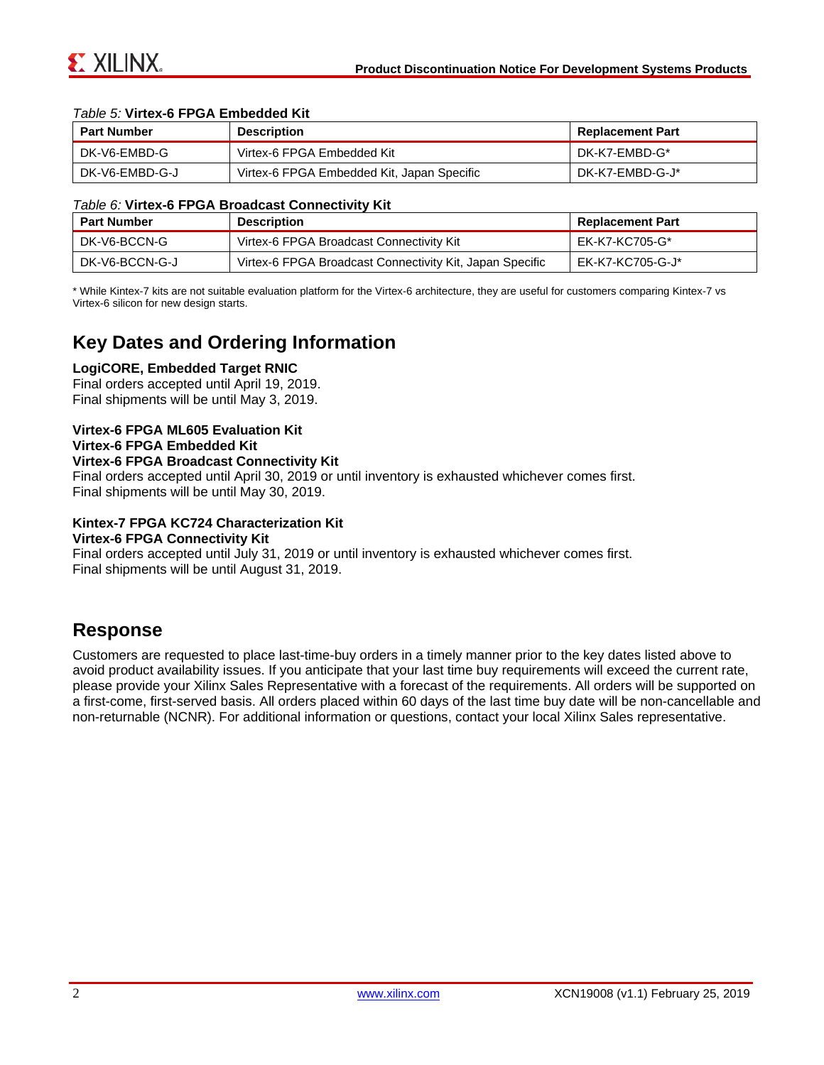*Table 5:* **Virtex-6 FPGA Embedded Kit**

| Part Number | Description | Replacement Part |
|---|---|---|
| DK-V6-EMBD-G | Virtex-6 FPGA Embedded Kit | DK-K7-EMBD-G* |
| DK-V6-EMBD-G-J | Virtex-6 FPGA Embedded Kit, Japan Specific | DK-K7-EMBD-G-J* |

*Table 6:* **Virtex-6 FPGA Broadcast Connectivity Kit**

| Part Number | Description | Replacement Part |
|---|---|---|
| DK-V6-BCCN-G | Virtex-6 FPGA Broadcast Connectivity Kit | EK-K7-KC705-G* |
| DK-V6-BCCN-G-J | Virtex-6 FPGA Broadcast Connectivity Kit, Japan Specific | EK-K7-KC705-G-J* |

* While Kintex-7 kits are not suitable evaluation platform for the Virtex-6 architecture, they are useful for customers comparing Kintex-7 vs Virtex-6 silicon for new design starts.

## Key Dates and Ordering Information

**LogiCORE, Embedded Target RNIC**
Final orders accepted until April 19, 2019.
Final shipments will be until May 3, 2019.

**Virtex-6 FPGA ML605 Evaluation Kit**
**Virtex-6 FPGA Embedded Kit**
**Virtex-6 FPGA Broadcast Connectivity Kit**
Final orders accepted until April 30, 2019 or until inventory is exhausted whichever comes first.
Final shipments will be until May 30, 2019.

**Kintex-7 FPGA KC724 Characterization Kit**
**Virtex-6 FPGA Connectivity Kit**
Final orders accepted until July 31, 2019 or until inventory is exhausted whichever comes first.
Final shipments will be until August 31, 2019.

## Response

Customers are requested to place last-time-buy orders in a timely manner prior to the key dates listed above to avoid product availability issues. If you anticipate that your last time buy requirements will exceed the current rate, please provide your Xilinx Sales Representative with a forecast of the requirements. All orders will be supported on a first-come, first-served basis. All orders placed within 60 days of the last time buy date will be non-cancellable and non-returnable (NCNR). For additional information or questions, contact your local Xilinx Sales representative.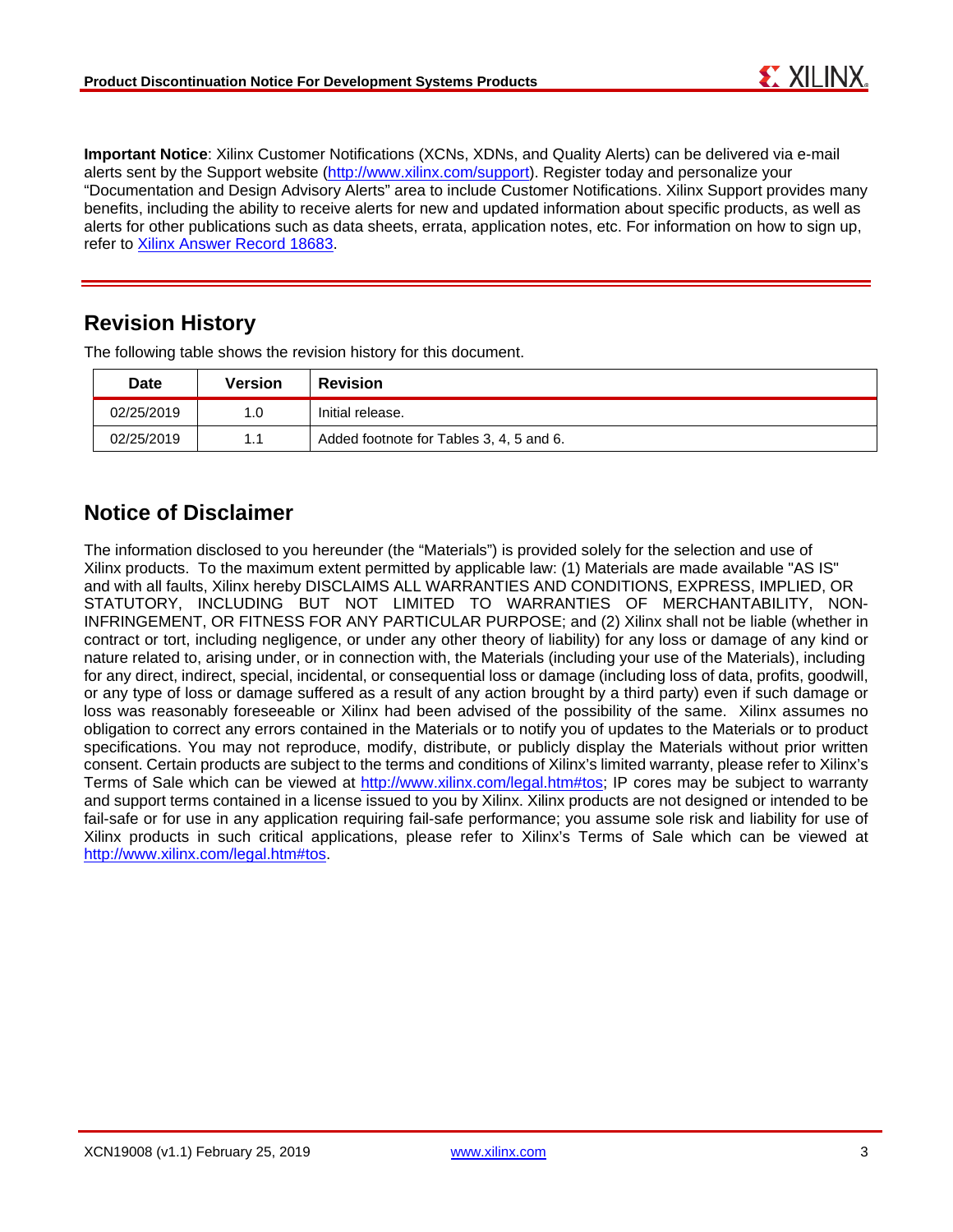**Important Notice**: Xilinx Customer Notifications (XCNs, XDNs, and Quality Alerts) can be delivered via e-mail alerts sent by the Support website (http://www.xilinx.com/support). Register today and personalize your "Documentation and Design Advisory Alerts" area to include Customer Notifications. Xilinx Support provides many benefits, including the ability to receive alerts for new and updated information about specific products, as well as alerts for other publications such as data sheets, errata, application notes, etc. For information on how to sign up, refer to Xilinx Answer Record 18683.

## Revision History

The following table shows the revision history for this document.

| Date | Version | Revision |
|---|---|---|
| 02/25/2019 | 1.0 | Initial release. |
| 02/25/2019 | 1.1 | Added footnote for Tables 3, 4, 5 and 6. |

## Notice of Disclaimer

The information disclosed to you hereunder (the "Materials") is provided solely for the selection and use of Xilinx products. To the maximum extent permitted by applicable law: (1) Materials are made available "AS IS" and with all faults, Xilinx hereby DISCLAIMS ALL WARRANTIES AND CONDITIONS, EXPRESS, IMPLIED, OR STATUTORY, INCLUDING BUT NOT LIMITED TO WARRANTIES OF MERCHANTABILITY, NON-INFRINGEMENT, OR FITNESS FOR ANY PARTICULAR PURPOSE; and (2) Xilinx shall not be liable (whether in contract or tort, including negligence, or under any other theory of liability) for any loss or damage of any kind or nature related to, arising under, or in connection with, the Materials (including your use of the Materials), including for any direct, indirect, special, incidental, or consequential loss or damage (including loss of data, profits, goodwill, or any type of loss or damage suffered as a result of any action brought by a third party) even if such damage or loss was reasonably foreseeable or Xilinx had been advised of the possibility of the same. Xilinx assumes no obligation to correct any errors contained in the Materials or to notify you of updates to the Materials or to product specifications. You may not reproduce, modify, distribute, or publicly display the Materials without prior written consent. Certain products are subject to the terms and conditions of Xilinx's limited warranty, please refer to Xilinx's Terms of Sale which can be viewed at http://www.xilinx.com/legal.htm#tos; IP cores may be subject to warranty and support terms contained in a license issued to you by Xilinx. Xilinx products are not designed or intended to be fail-safe or for use in any application requiring fail-safe performance; you assume sole risk and liability for use of Xilinx products in such critical applications, please refer to Xilinx's Terms of Sale which can be viewed at http://www.xilinx.com/legal.htm#tos.